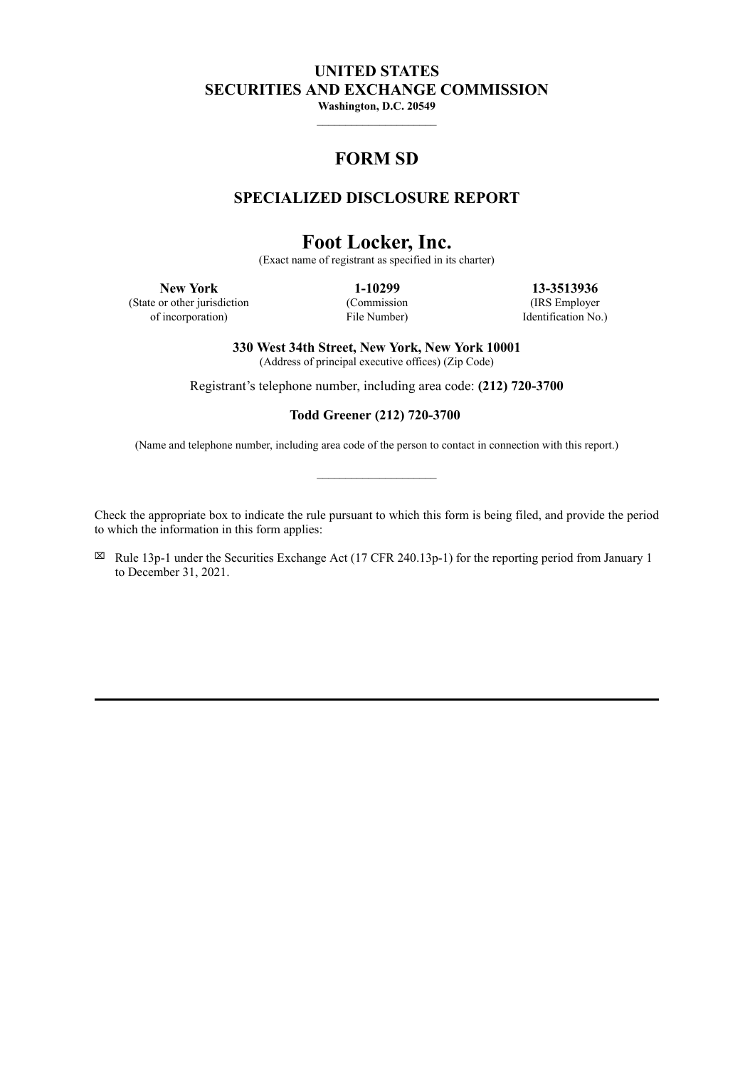**UNITED STATES**
**SECURITIES AND EXCHANGE COMMISSION**
**Washington, D.C. 20549**

---

# FORM SD

## SPECIALIZED DISCLOSURE REPORT

# Foot Locker, Inc.

(Exact name of registrant as specified in its charter)

| **New York** | **1-10299** | **13-3513936** |
|---|---|---|
| (State or other jurisdiction of incorporation) | (Commission File Number) | (IRS Employer Identification No.) |

**330 West 34th Street, New York, New York 10001**
(Address of principal executive offices) (Zip Code)

Registrant's telephone number, including area code: **(212) 720-3700**

**Todd Greener (212) 720-3700**

(Name and telephone number, including area code of the person to contact in connection with this report.)

---

Check the appropriate box to indicate the rule pursuant to which this form is being filed, and provide the period to which the information in this form applies:

☒ Rule 13p-1 under the Securities Exchange Act (17 CFR 240.13p-1) for the reporting period from January 1 to December 31, 2021.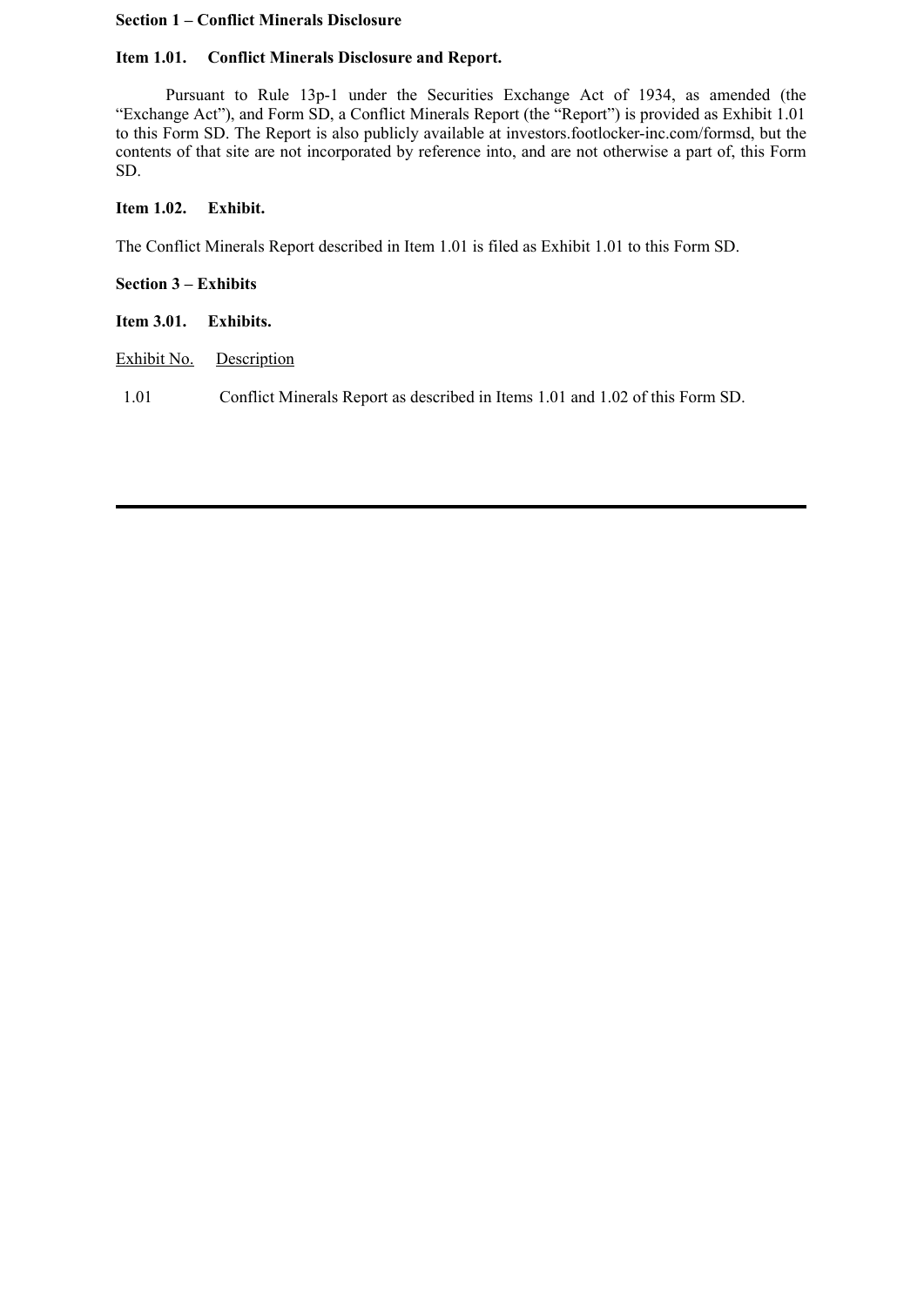## Section 1 – Conflict Minerals Disclosure

### Item 1.01. Conflict Minerals Disclosure and Report.

Pursuant to Rule 13p-1 under the Securities Exchange Act of 1934, as amended (the "Exchange Act"), and Form SD, a Conflict Minerals Report (the "Report") is provided as Exhibit 1.01 to this Form SD. The Report is also publicly available at investors.footlocker-inc.com/formsd, but the contents of that site are not incorporated by reference into, and are not otherwise a part of, this Form SD.

### Item 1.02. Exhibit.

The Conflict Minerals Report described in Item 1.01 is filed as Exhibit 1.01 to this Form SD.

## Section 3 – Exhibits

### Item 3.01. Exhibits.

| Exhibit No. | Description |
|---|---|
| 1.01 | Conflict Minerals Report as described in Items 1.01 and 1.02 of this Form SD. |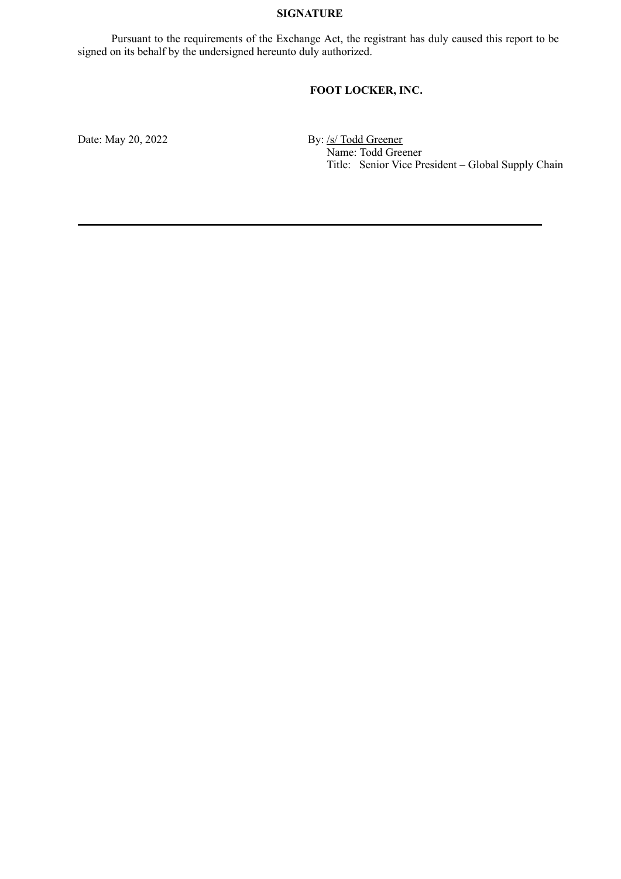**SIGNATURE**

Pursuant to the requirements of the Exchange Act, the registrant has duly caused this report to be signed on its behalf by the undersigned hereunto duly authorized.

**FOOT LOCKER, INC.**

Date: May 20, 2022

By: /s/ Todd Greener
Name: Todd Greener
Title: Senior Vice President – Global Supply Chain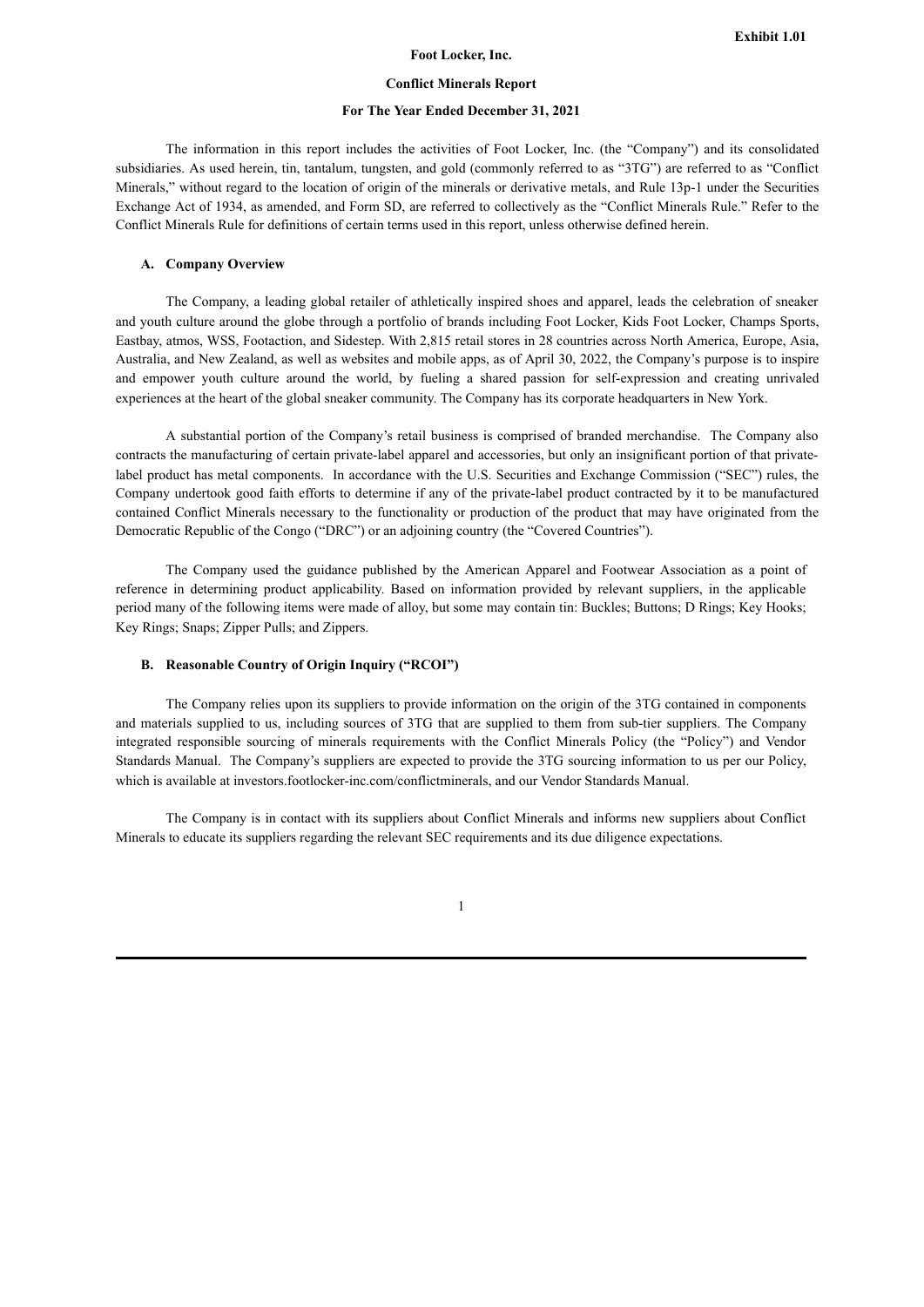Exhibit 1.01

**Foot Locker, Inc.**

**Conflict Minerals Report**

**For The Year Ended December 31, 2021**

The information in this report includes the activities of Foot Locker, Inc. (the "Company") and its consolidated subsidiaries. As used herein, tin, tantalum, tungsten, and gold (commonly referred to as "3TG") are referred to as "Conflict Minerals," without regard to the location of origin of the minerals or derivative metals, and Rule 13p-1 under the Securities Exchange Act of 1934, as amended, and Form SD, are referred to collectively as the "Conflict Minerals Rule." Refer to the Conflict Minerals Rule for definitions of certain terms used in this report, unless otherwise defined herein.

## A. Company Overview

The Company, a leading global retailer of athletically inspired shoes and apparel, leads the celebration of sneaker and youth culture around the globe through a portfolio of brands including Foot Locker, Kids Foot Locker, Champs Sports, Eastbay, atmos, WSS, Footaction, and Sidestep. With 2,815 retail stores in 28 countries across North America, Europe, Asia, Australia, and New Zealand, as well as websites and mobile apps, as of April 30, 2022, the Company's purpose is to inspire and empower youth culture around the world, by fueling a shared passion for self-expression and creating unrivaled experiences at the heart of the global sneaker community. The Company has its corporate headquarters in New York.

A substantial portion of the Company's retail business is comprised of branded merchandise. The Company also contracts the manufacturing of certain private-label apparel and accessories, but only an insignificant portion of that private-label product has metal components. In accordance with the U.S. Securities and Exchange Commission ("SEC") rules, the Company undertook good faith efforts to determine if any of the private-label product contracted by it to be manufactured contained Conflict Minerals necessary to the functionality or production of the product that may have originated from the Democratic Republic of the Congo ("DRC") or an adjoining country (the "Covered Countries").

The Company used the guidance published by the American Apparel and Footwear Association as a point of reference in determining product applicability. Based on information provided by relevant suppliers, in the applicable period many of the following items were made of alloy, but some may contain tin: Buckles; Buttons; D Rings; Key Hooks; Key Rings; Snaps; Zipper Pulls; and Zippers.

## B. Reasonable Country of Origin Inquiry ("RCOI")

The Company relies upon its suppliers to provide information on the origin of the 3TG contained in components and materials supplied to us, including sources of 3TG that are supplied to them from sub-tier suppliers. The Company integrated responsible sourcing of minerals requirements with the Conflict Minerals Policy (the "Policy") and Vendor Standards Manual. The Company's suppliers are expected to provide the 3TG sourcing information to us per our Policy, which is available at investors.footlocker-inc.com/conflictminerals, and our Vendor Standards Manual.

The Company is in contact with its suppliers about Conflict Minerals and informs new suppliers about Conflict Minerals to educate its suppliers regarding the relevant SEC requirements and its due diligence expectations.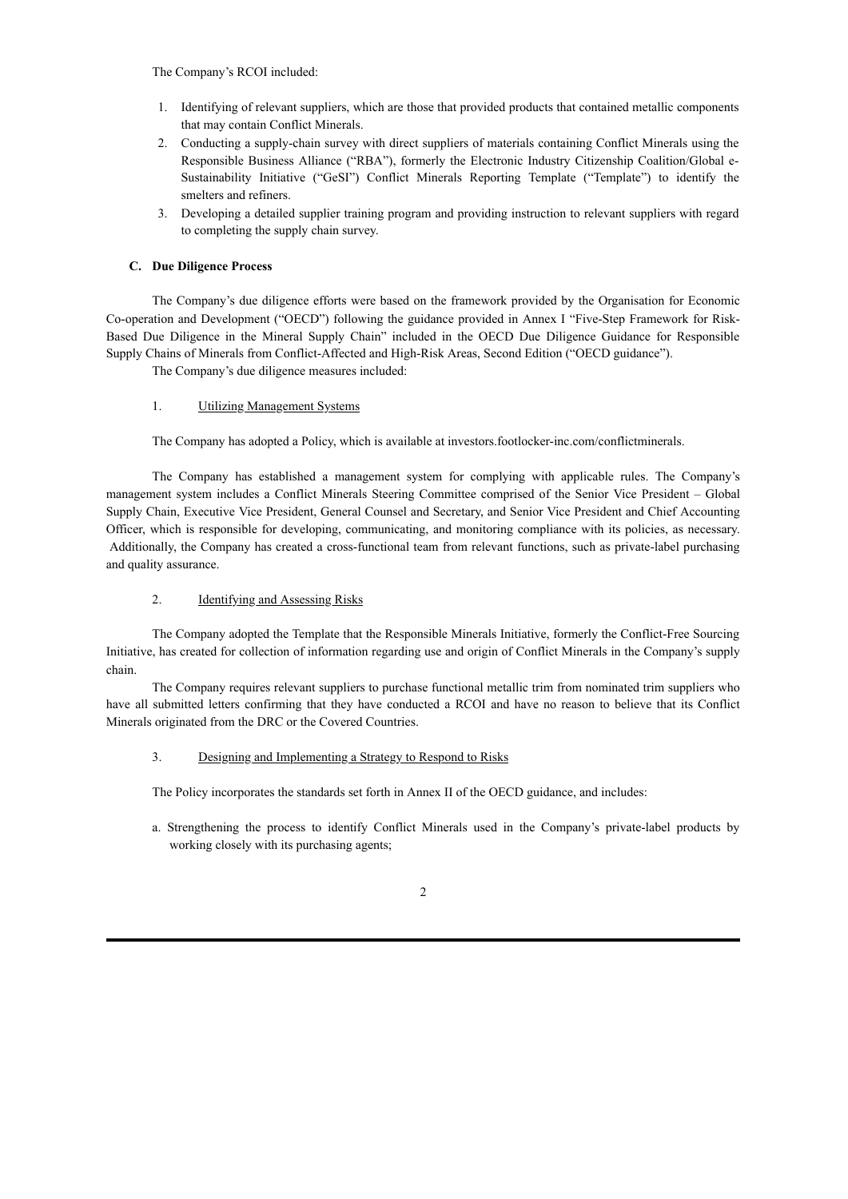The Company's RCOI included:

1. Identifying of relevant suppliers, which are those that provided products that contained metallic components that may contain Conflict Minerals.
2. Conducting a supply-chain survey with direct suppliers of materials containing Conflict Minerals using the Responsible Business Alliance ("RBA"), formerly the Electronic Industry Citizenship Coalition/Global e-Sustainability Initiative ("GeSI") Conflict Minerals Reporting Template ("Template") to identify the smelters and refiners.
3. Developing a detailed supplier training program and providing instruction to relevant suppliers with regard to completing the supply chain survey.

**C. Due Diligence Process**

The Company's due diligence efforts were based on the framework provided by the Organisation for Economic Co-operation and Development ("OECD") following the guidance provided in Annex I "Five-Step Framework for Risk-Based Due Diligence in the Mineral Supply Chain" included in the OECD Due Diligence Guidance for Responsible Supply Chains of Minerals from Conflict-Affected and High-Risk Areas, Second Edition ("OECD guidance").

The Company's due diligence measures included:

1. Utilizing Management Systems

The Company has adopted a Policy, which is available at investors.footlocker-inc.com/conflictminerals.

The Company has established a management system for complying with applicable rules. The Company's management system includes a Conflict Minerals Steering Committee comprised of the Senior Vice President – Global Supply Chain, Executive Vice President, General Counsel and Secretary, and Senior Vice President and Chief Accounting Officer, which is responsible for developing, communicating, and monitoring compliance with its policies, as necessary. Additionally, the Company has created a cross-functional team from relevant functions, such as private-label purchasing and quality assurance.

2. Identifying and Assessing Risks

The Company adopted the Template that the Responsible Minerals Initiative, formerly the Conflict-Free Sourcing Initiative, has created for collection of information regarding use and origin of Conflict Minerals in the Company's supply chain.

The Company requires relevant suppliers to purchase functional metallic trim from nominated trim suppliers who have all submitted letters confirming that they have conducted a RCOI and have no reason to believe that its Conflict Minerals originated from the DRC or the Covered Countries.

3. Designing and Implementing a Strategy to Respond to Risks

The Policy incorporates the standards set forth in Annex II of the OECD guidance, and includes:

a. Strengthening the process to identify Conflict Minerals used in the Company's private-label products by working closely with its purchasing agents;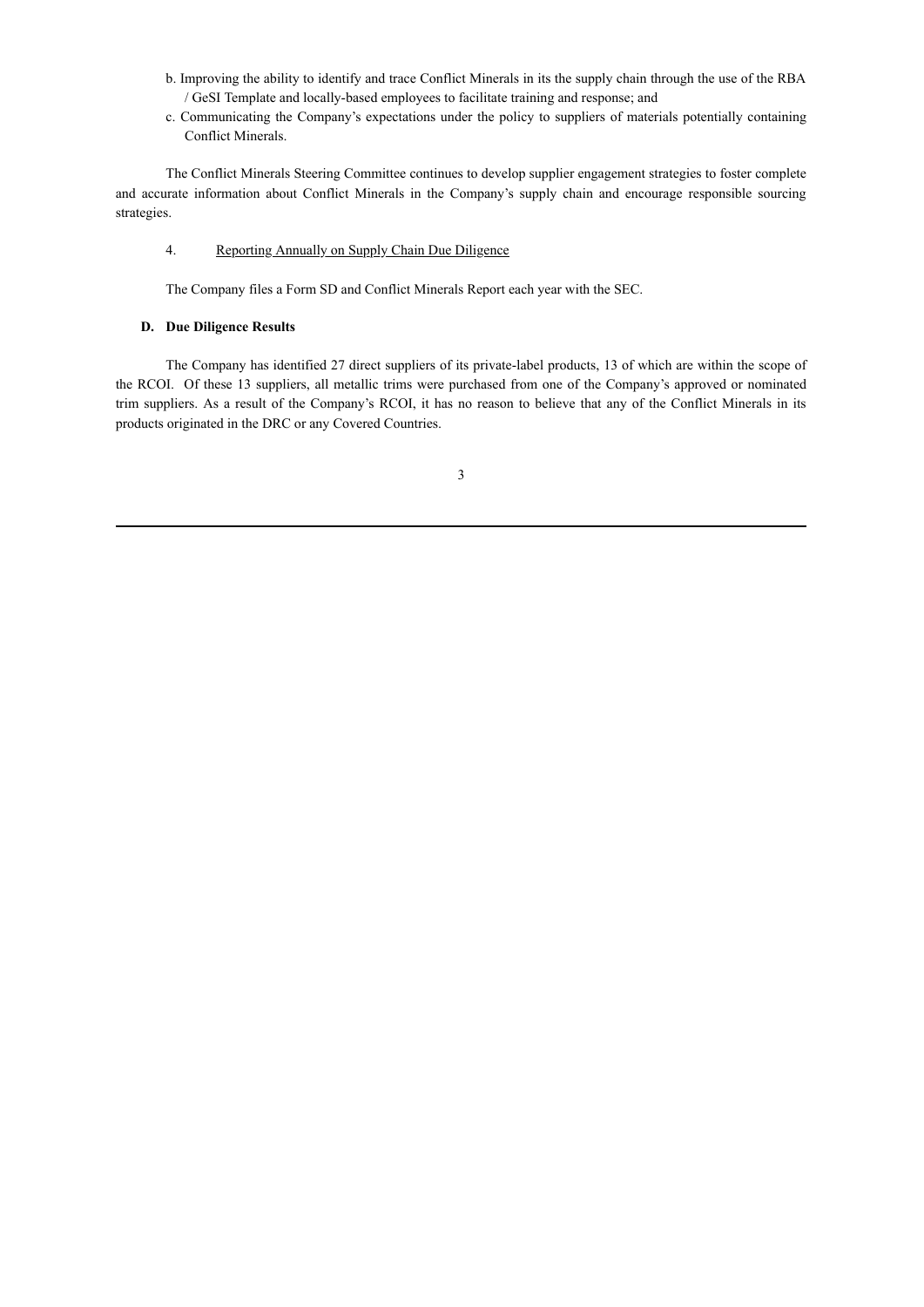b. Improving the ability to identify and trace Conflict Minerals in its the supply chain through the use of the RBA / GeSI Template and locally-based employees to facilitate training and response; and

c. Communicating the Company's expectations under the policy to suppliers of materials potentially containing Conflict Minerals.

The Conflict Minerals Steering Committee continues to develop supplier engagement strategies to foster complete and accurate information about Conflict Minerals in the Company's supply chain and encourage responsible sourcing strategies.

4. Reporting Annually on Supply Chain Due Diligence

The Company files a Form SD and Conflict Minerals Report each year with the SEC.

**D. Due Diligence Results**

The Company has identified 27 direct suppliers of its private-label products, 13 of which are within the scope of the RCOI. Of these 13 suppliers, all metallic trims were purchased from one of the Company's approved or nominated trim suppliers. As a result of the Company's RCOI, it has no reason to believe that any of the Conflict Minerals in its products originated in the DRC or any Covered Countries.